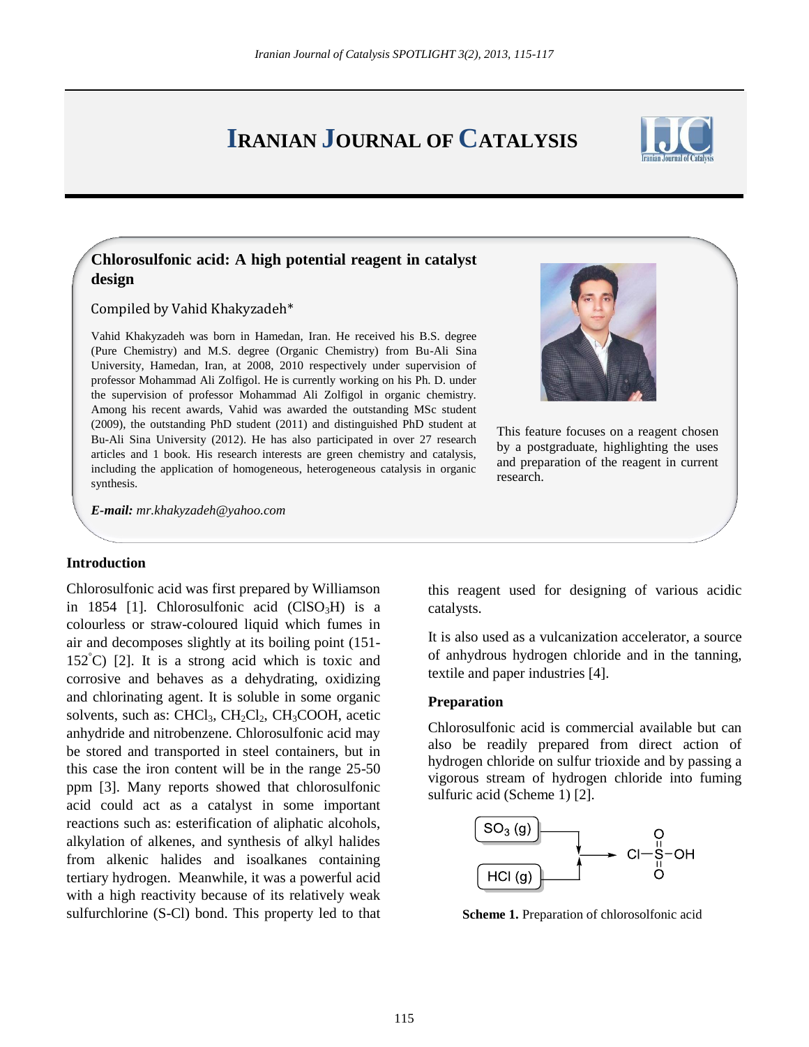# Iranian Journal of Catalysis

## Chlorosulfonic acid: A high potential reagent in catalyst design

Compiled by Vahid Khakyzadeh*

Vahid Khakyzadeh was born in Hamedan, Iran. He received his B.S. degree (Pure Chemistry) and M.S. degree (Organic Chemistry) from Bu-Ali Sina University, Hamedan, Iran, at 2008, 2010 respectively under supervision of professor Mohammad Ali Zolfigol. He is currently working on his Ph. D. under the supervision of professor Mohammad Ali Zolfigol in organic chemistry. Among his recent awards, Vahid was awarded the outstanding MSc student (2009), the outstanding PhD student (2011) and distinguished PhD student at Bu-Ali Sina University (2012). He has also participated in over 27 research articles and 1 book. His research interests are green chemistry and catalysis, including the application of homogeneous, heterogeneous catalysis in organic synthesis.

***E-mail:*** *mr.khakyzadeh@yahoo.com*

This feature focuses on a reagent chosen by a postgraduate, highlighting the uses and preparation of the reagent in current research.

### Introduction

Chlorosulfonic acid was first prepared by Williamson in 1854 [1]. Chlorosulfonic acid ($ClSO_3H$) is a colourless or straw-coloured liquid which fumes in air and decomposes slightly at its boiling point (151-152°C) [2]. It is a strong acid which is toxic and corrosive and behaves as a dehydrating, oxidizing and chlorinating agent. It is soluble in some organic solvents, such as: $CHCl_3$, $CH_2Cl_2$, $CH_3COOH$, acetic anhydride and nitrobenzene. Chlorosulfonic acid may be stored and transported in steel containers, but in this case the iron content will be in the range 25-50 ppm [3]. Many reports showed that chlorosulfonic acid could act as a catalyst in some important reactions such as: esterification of aliphatic alcohols, alkylation of alkenes, and synthesis of alkyl halides from alkenic halides and isoalkanes containing tertiary hydrogen. Meanwhile, it was a powerful acid with a high reactivity because of its relatively weak sulfurchlorine (S-Cl) bond. This property led to that this reagent used for designing of various acidic catalysts.

It is also used as a vulcanization accelerator, a source of anhydrous hydrogen chloride and in the tanning, textile and paper industries [4].

### Preparation

Chlorosulfonic acid is commercial available but can also be readily prepared from direct action of hydrogen chloride on sulfur trioxide and by passing a vigorous stream of hydrogen chloride into fuming sulfuric acid (Scheme 1) [2].

$$SO_3\,(g) + HCl\,(g) \rightarrow Cl{-}S(=O)_2{-}OH$$

**Scheme 1.** Preparation of chlorosolfonic acid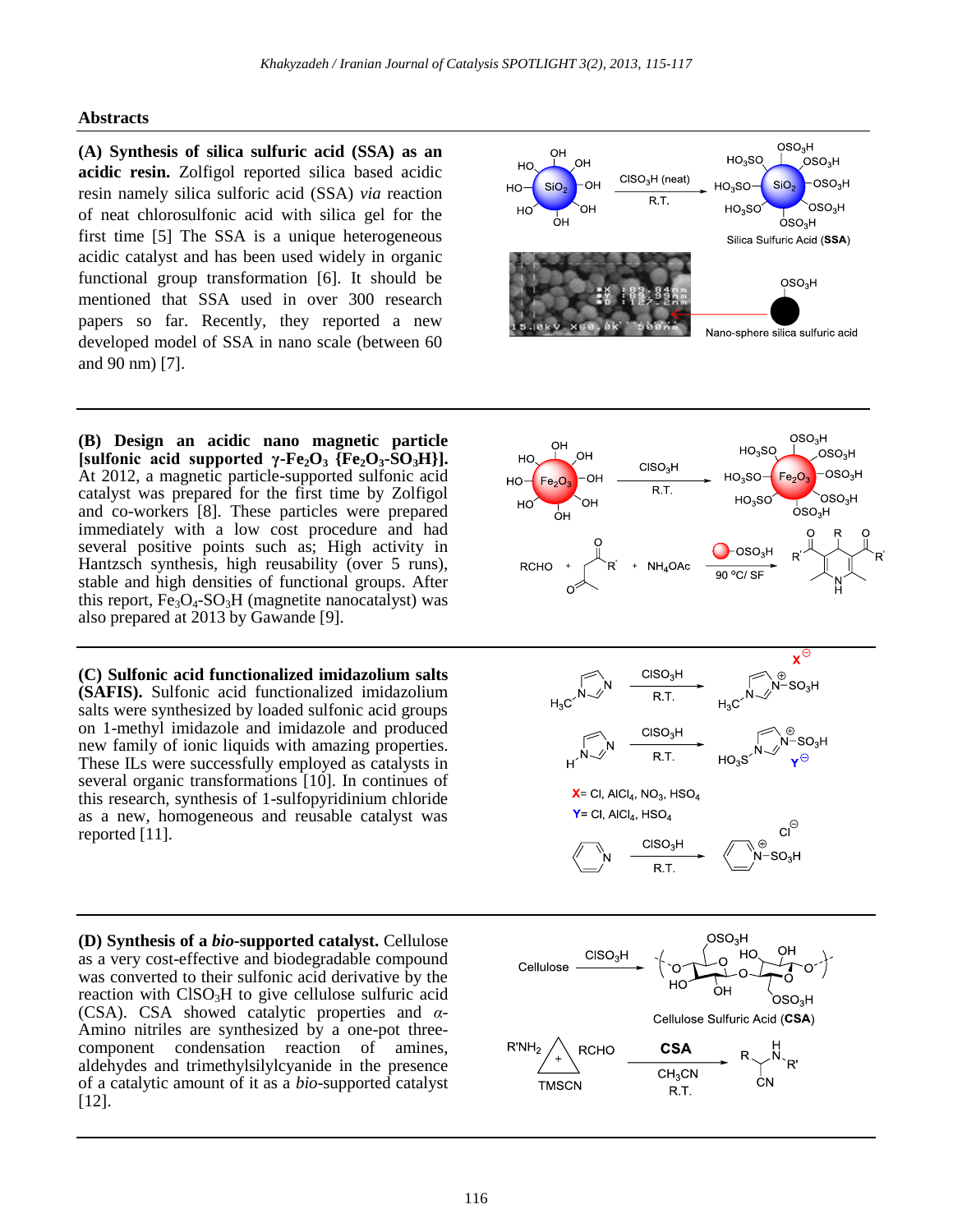## Abstracts

**(A) Synthesis of silica sulfuric acid (SSA) as an acidic resin.** Zolfigol reported silica based acidic resin namely silica sulfuric acid (SSA) *via* reaction of neat chlorosulfonic acid with silica gel for the first time [5] The SSA is a unique heterogeneous acidic catalyst and has been used widely in organic functional group transformation [6]. It should be mentioned that SSA used in over 300 research papers so far. Recently, they reported a new developed model of SSA in nano scale (between 60 and 90 nm) [7].

**(B) Design an acidic nano magnetic particle [sulfonic acid supported γ-$Fe_2O_3$ {$Fe_2O_3$-$SO_3H$}].** At 2012, a magnetic particle-supported sulfonic acid catalyst was prepared for the first time by Zolfigol and co-workers [8]. These particles were prepared immediately with a low cost procedure and had several positive points such as; High activity in Hantzsch synthesis, high reusability (over 5 runs), stable and high densities of functional groups. After this report, $Fe_3O_4$-$SO_3H$ (magnetite nanocatalyst) was also prepared at 2013 by Gawande [9].

**(C) Sulfonic acid functionalized imidazolium salts (SAFIS).** Sulfonic acid functionalized imidazolium salts were synthesized by loaded sulfonic acid groups on 1-methyl imidazole and imidazole and produced new family of ionic liquids with amazing properties. These ILs were successfully employed as catalysts in several organic transformations [10]. In continues of this research, synthesis of 1-sulfopyridinium chloride as a new, homogeneous and reusable catalyst was reported [11].

**(D) Synthesis of a *bio*-supported catalyst.** Cellulose as a very cost-effective and biodegradable compound was converted to their sulfonic acid derivative by the reaction with $ClSO_3H$ to give cellulose sulfuric acid (CSA). CSA showed catalytic properties and *α*-Amino nitriles are synthesized by a one-pot three-component condensation reaction of amines, aldehydes and trimethylsilylcyanide in the presence of a catalytic amount of it as a *bio*-supported catalyst [12].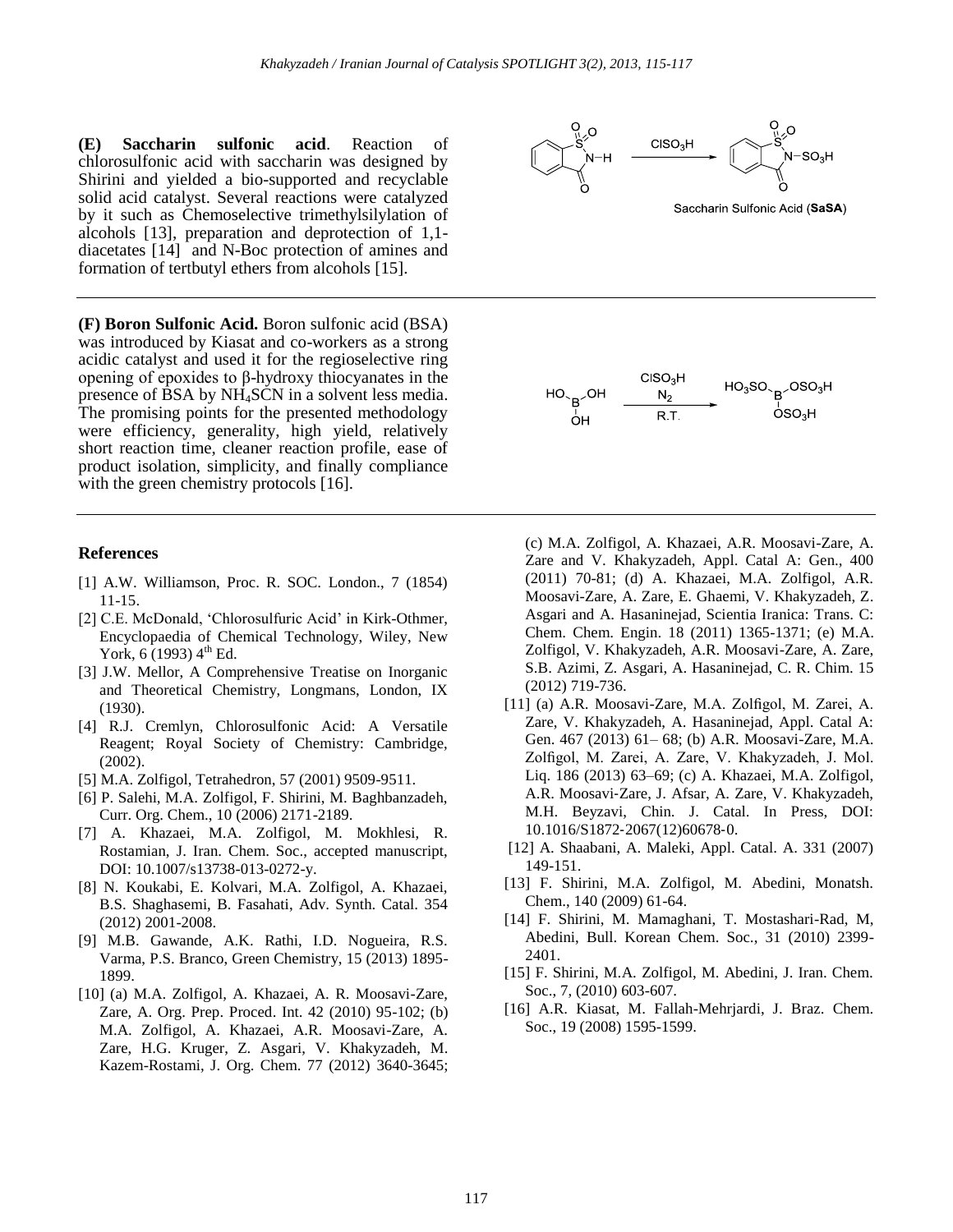**(E) Saccharin sulfonic acid**. Reaction of chlorosulfonic acid with saccharin was designed by Shirini and yielded a bio-supported and recyclable solid acid catalyst. Several reactions were catalyzed by it such as Chemoselective trimethylsilylation of alcohols [13], preparation and deprotection of 1,1-diacetates [14] and N-Boc protection of amines and formation of tertbutyl ethers from alcohols [15].

$ClSO_3H$

Saccharin Sulfonic Acid (**SaSA**)

---

**(F) Boron Sulfonic Acid.** Boron sulfonic acid (BSA) was introduced by Kiasat and co-workers as a strong acidic catalyst and used it for the regioselective ring opening of epoxides to β-hydroxy thiocyanates in the presence of BSA by $NH_4SCN$ in a solvent less media. The promising points for the presented methodology were efficiency, generality, high yield, relatively short reaction time, cleaner reaction profile, ease of product isolation, simplicity, and finally compliance with the green chemistry protocols [16].

$ClSO_3H$, $N_2$, R.T.

---

## References

[1] A.W. Williamson, Proc. R. SOC. London., 7 (1854) 11-15.

[2] C.E. McDonald, 'Chlorosulfuric Acid' in Kirk-Othmer, Encyclopaedia of Chemical Technology, Wiley, New York, 6 (1993) 4th Ed.

[3] J.W. Mellor, A Comprehensive Treatise on Inorganic and Theoretical Chemistry, Longmans, London, IX (1930).

[4] R.J. Cremlyn, Chlorosulfonic Acid: A Versatile Reagent; Royal Society of Chemistry: Cambridge, (2002).

[5] M.A. Zolfigol, Tetrahedron, 57 (2001) 9509-9511.

[6] P. Salehi, M.A. Zolfigol, F. Shirini, M. Baghbanzadeh, Curr. Org. Chem., 10 (2006) 2171-2189.

[7] A. Khazaei, M.A. Zolfigol, M. Mokhlesi, R. Rostamian, J. Iran. Chem. Soc., accepted manuscript, DOI: 10.1007/s13738-013-0272-y.

[8] N. Koukabi, E. Kolvari, M.A. Zolfigol, A. Khazaei, B.S. Shaghasemi, B. Fasahati, Adv. Synth. Catal. 354 (2012) 2001-2008.

[9] M.B. Gawande, A.K. Rathi, I.D. Nogueira, R.S. Varma, P.S. Branco, Green Chemistry, 15 (2013) 1895-1899.

[10] (a) M.A. Zolfigol, A. Khazaei, A. R. Moosavi-Zare, Zare, A. Org. Prep. Proced. Int. 42 (2010) 95-102; (b) M.A. Zolfigol, A. Khazaei, A.R. Moosavi-Zare, A. Zare, H.G. Kruger, Z. Asgari, V. Khakyzadeh, M. Kazem-Rostami, J. Org. Chem. 77 (2012) 3640-3645; (c) M.A. Zolfigol, A. Khazaei, A.R. Moosavi-Zare, A. Zare and V. Khakyzadeh, Appl. Catal A: Gen., 400 (2011) 70-81; (d) A. Khazaei, M.A. Zolfigol, A.R. Moosavi-Zare, A. Zare, E. Ghaemi, V. Khakyzadeh, Z. Asgari and A. Hasaninejad, Scientia Iranica: Trans. C: Chem. Chem. Engin. 18 (2011) 1365-1371; (e) M.A. Zolfigol, V. Khakyzadeh, A.R. Moosavi-Zare, A. Zare, S.B. Azimi, Z. Asgari, A. Hasaninejad, C. R. Chim. 15 (2012) 719-736.

[11] (a) A.R. Moosavi-Zare, M.A. Zolfigol, M. Zarei, A. Zare, V. Khakyzadeh, A. Hasaninejad, Appl. Catal A: Gen. 467 (2013) 61– 68; (b) A.R. Moosavi-Zare, M.A. Zolfigol, M. Zarei, A. Zare, V. Khakyzadeh, J. Mol. Liq. 186 (2013) 63–69; (c) A. Khazaei, M.A. Zolfigol, A.R. Moosavi-Zare, J. Afsar, A. Zare, V. Khakyzadeh, M.H. Beyzavi, Chin. J. Catal. In Press, DOI: 10.1016/S1872-2067(12)60678-0.

[12] A. Shaabani, A. Maleki, Appl. Catal. A. 331 (2007) 149-151.

[13] F. Shirini, M.A. Zolfigol, M. Abedini, Monatsh. Chem., 140 (2009) 61-64.

[14] F. Shirini, M. Mamaghani, T. Mostashari-Rad, M, Abedini, Bull. Korean Chem. Soc., 31 (2010) 2399-2401.

[15] F. Shirini, M.A. Zolfigol, M. Abedini, J. Iran. Chem. Soc., 7, (2010) 603-607.

[16] A.R. Kiasat, M. Fallah-Mehrjardi, J. Braz. Chem. Soc., 19 (2008) 1595-1599.